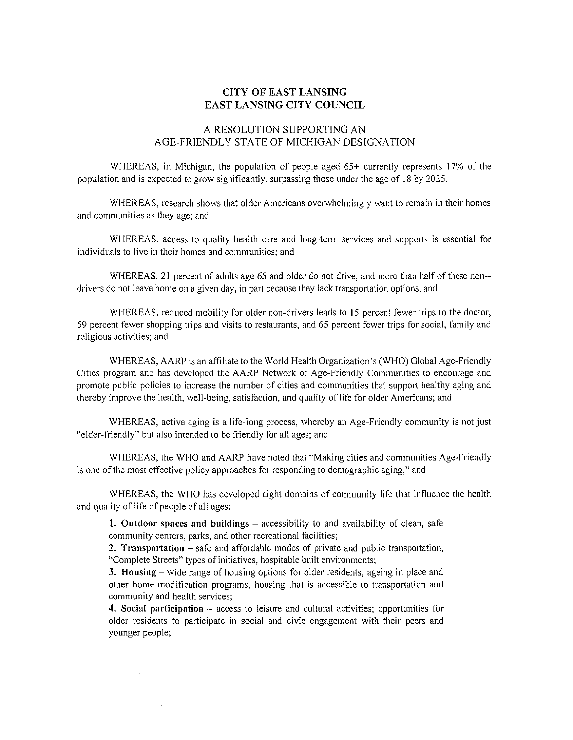# CITY OF EAST LANSING
# EAST LANSING CITY COUNCIL

## A RESOLUTION SUPPORTING AN AGE-FRIENDLY STATE OF MICHIGAN DESIGNATION

WHEREAS, in Michigan, the population of people aged 65+ currently represents 17% of the population and is expected to grow significantly, surpassing those under the age of 18 by 2025.

WHEREAS, research shows that older Americans overwhelmingly want to remain in their homes and communities as they age; and

WHEREAS, access to quality health care and long-term services and supports is essential for individuals to live in their homes and communities; and

WHEREAS, 21 percent of adults age 65 and older do not drive, and more than half of these non--drivers do not leave home on a given day, in part because they lack transportation options; and

WHEREAS, reduced mobility for older non-drivers leads to 15 percent fewer trips to the doctor, 59 percent fewer shopping trips and visits to restaurants, and 65 percent fewer trips for social, family and religious activities; and

WHEREAS, AARP is an affiliate to the World Health Organization's (WHO) Global Age-Friendly Cities program and has developed the AARP Network of Age-Friendly Communities to encourage and promote public policies to increase the number of cities and communities that support healthy aging and thereby improve the health, well-being, satisfaction, and quality of life for older Americans; and

WHEREAS, active aging is a life-long process, whereby an Age-Friendly community is not just "elder-friendly" but also intended to be friendly for all ages; and

WHEREAS, the WHO and AARP have noted that "Making cities and communities Age-Friendly is one of the most effective policy approaches for responding to demographic aging," and

WHEREAS, the WHO has developed eight domains of community life that influence the health and quality of life of people of all ages:

**1. Outdoor spaces and buildings** – accessibility to and availability of clean, safe community centers, parks, and other recreational facilities;

**2. Transportation** – safe and affordable modes of private and public transportation, "Complete Streets" types of initiatives, hospitable built environments;

**3. Housing** – wide range of housing options for older residents, ageing in place and other home modification programs, housing that is accessible to transportation and community and health services;

**4. Social participation** – access to leisure and cultural activities; opportunities for older residents to participate in social and civic engagement with their peers and younger people;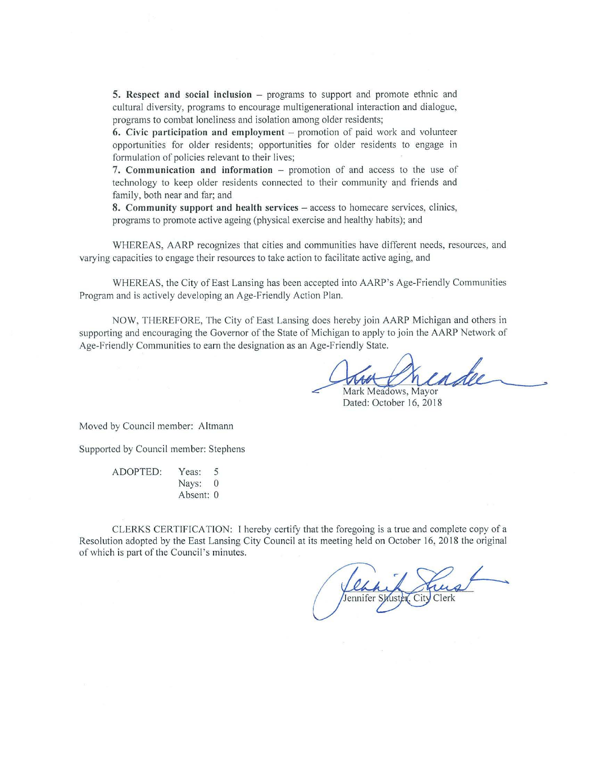**5. Respect and social inclusion** – programs to support and promote ethnic and cultural diversity, programs to encourage multigenerational interaction and dialogue, programs to combat loneliness and isolation among older residents;

**6. Civic participation and employment** – promotion of paid work and volunteer opportunities for older residents; opportunities for older residents to engage in formulation of policies relevant to their lives;

**7. Communication and information** – promotion of and access to the use of technology to keep older residents connected to their community and friends and family, both near and far; and

**8. Community support and health services** – access to homecare services, clinics, programs to promote active ageing (physical exercise and healthy habits); and

WHEREAS, AARP recognizes that cities and communities have different needs, resources, and varying capacities to engage their resources to take action to facilitate active aging, and

WHEREAS, the City of East Lansing has been accepted into AARP's Age-Friendly Communities Program and is actively developing an Age-Friendly Action Plan.

NOW, THEREFORE, The City of East Lansing does hereby join AARP Michigan and others in supporting and encouraging the Governor of the State of Michigan to apply to join the AARP Network of Age-Friendly Communities to earn the designation as an Age-Friendly State.

Mark Meadows, Mayor
Dated: October 16, 2018

Moved by Council member: Altmann

Supported by Council member: Stephens

ADOPTED: Yeas: 5
Nays: 0
Absent: 0

CLERKS CERTIFICATION: I hereby certify that the foregoing is a true and complete copy of a Resolution adopted by the East Lansing City Council at its meeting held on October 16, 2018 the original of which is part of the Council's minutes.

Jennifer Shuster, City Clerk